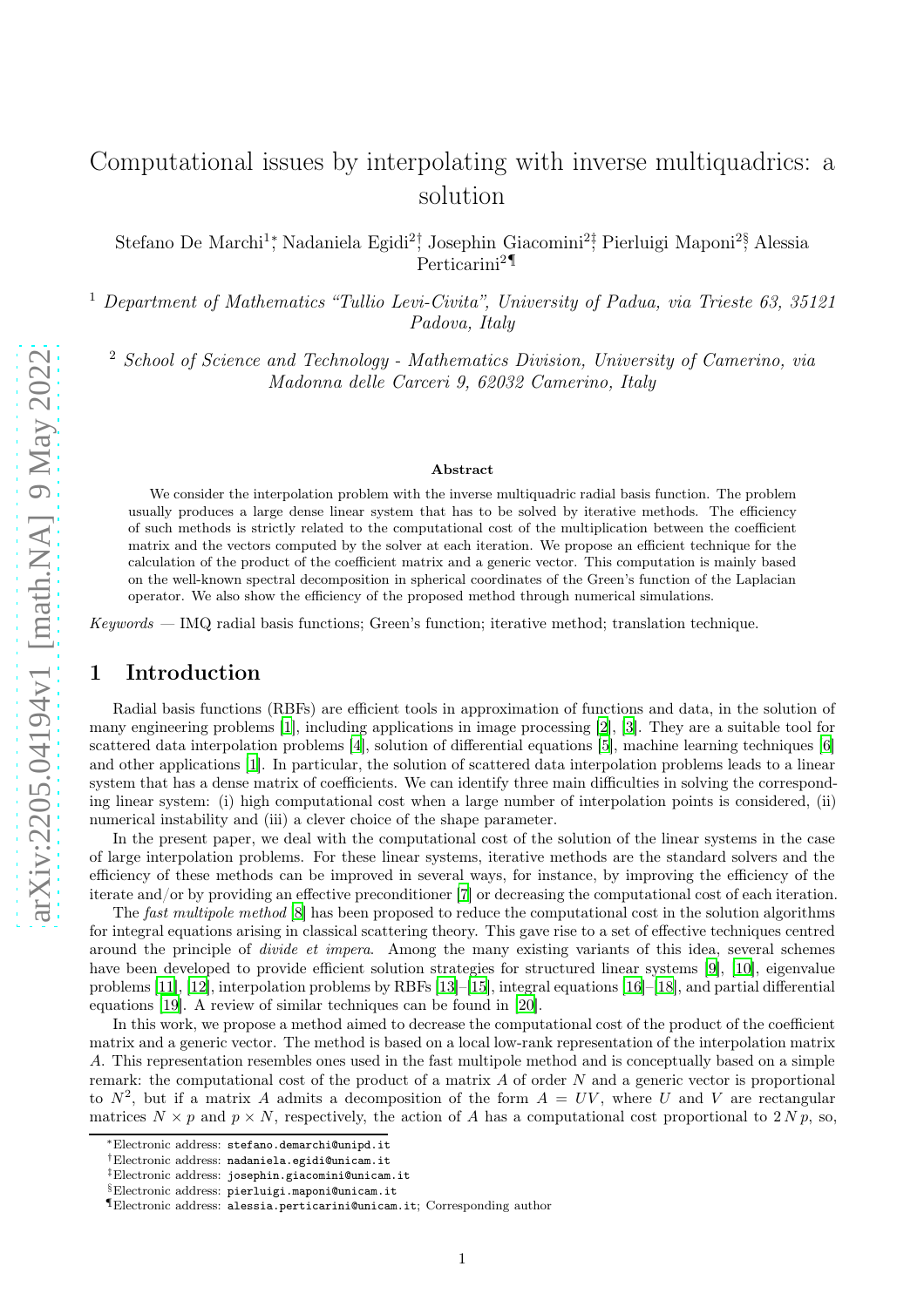# Computational issues by interpolating with inverse multiquadrics: a solution

Stefano De Marchi[1]*, Nadaniela Egidi[2]†, Josephin Giacomini[2]‡, Pierluigi Maponi[2]§, Alessia Perticarini[2]¶

[1] *Department of Mathematics "Tullio Levi-Civita", University of Padua, via Trieste 63, 35121 Padova, Italy*

[2] *School of Science and Technology - Mathematics Division, University of Camerino, via Madonna delle Carceri 9, 62032 Camerino, Italy*

### Abstract

We consider the interpolation problem with the inverse multiquadric radial basis function. The problem usually produces a large dense linear system that has to be solved by iterative methods. The efficiency of such methods is strictly related to the computational cost of the multiplication between the coefficient matrix and the vectors computed by the solver at each iteration. We propose an efficient technique for the calculation of the product of the coefficient matrix and a generic vector. This computation is mainly based on the well-known spectral decomposition in spherical coordinates of the Green's function of the Laplacian operator. We also show the efficiency of the proposed method through numerical simulations.

*Keywords* — IMQ radial basis functions; Green's function; iterative method; translation technique.

## 1 Introduction

Radial basis functions (RBFs) are efficient tools in approximation of functions and data, in the solution of many engineering problems [1], including applications in image processing [2], [3]. They are a suitable tool for scattered data interpolation problems [4], solution of differential equations [5], machine learning techniques [6] and other applications [1]. In particular, the solution of scattered data interpolation problems leads to a linear system that has a dense matrix of coefficients. We can identify three main difficulties in solving the corresponding linear system: (i) high computational cost when a large number of interpolation points is considered, (ii) numerical instability and (iii) a clever choice of the shape parameter.

In the present paper, we deal with the computational cost of the solution of the linear systems in the case of large interpolation problems. For these linear systems, iterative methods are the standard solvers and the efficiency of these methods can be improved in several ways, for instance, by improving the efficiency of the iterate and/or by providing an effective preconditioner [7] or decreasing the computational cost of each iteration.

The *fast multipole method* [8] has been proposed to reduce the computational cost in the solution algorithms for integral equations arising in classical scattering theory. This gave rise to a set of effective techniques centred around the principle of *divide et impera*. Among the many existing variants of this idea, several schemes have been developed to provide efficient solution strategies for structured linear systems [9], [10], eigenvalue problems [11], [12], interpolation problems by RBFs [13]–[15], integral equations [16]–[18], and partial differential equations [19]. A review of similar techniques can be found in [20].

In this work, we propose a method aimed to decrease the computational cost of the product of the coefficient matrix and a generic vector. The method is based on a local low-rank representation of the interpolation matrix $A$. This representation resembles ones used in the fast multipole method and is conceptually based on a simple remark: the computational cost of the product of a matrix $A$ of order $N$ and a generic vector is proportional to $N^2$, but if a matrix $A$ admits a decomposition of the form $A = UV$, where $U$ and $V$ are rectangular matrices $N \times p$ and $p \times N$, respectively, the action of $A$ has a computational cost proportional to $2\,N\,p$, so,

---

*Electronic address: stefano.demarchi@unipd.it

†Electronic address: nadaniela.egidi@unicam.it

‡Electronic address: josephin.giacomini@unicam.it

§Electronic address: pierluigi.maponi@unicam.it

¶Electronic address: alessia.perticarini@unicam.it; Corresponding author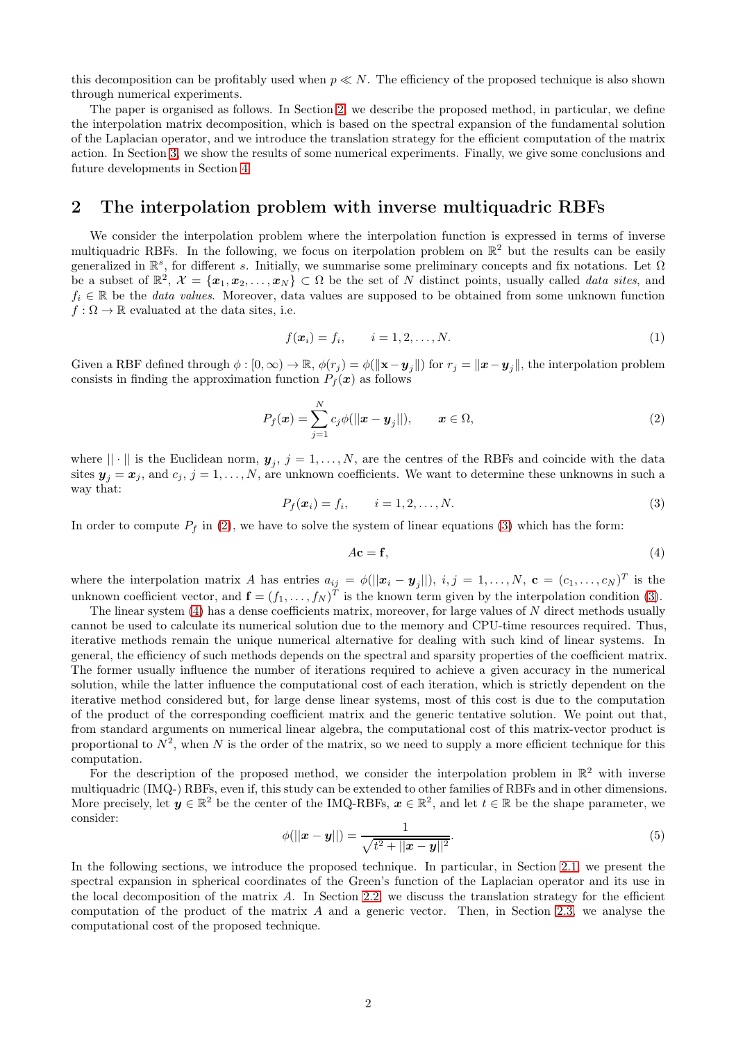this decomposition can be profitably used when $p \ll N$. The efficiency of the proposed technique is also shown through numerical experiments.

The paper is organised as follows. In Section 2, we describe the proposed method, in particular, we define the interpolation matrix decomposition, which is based on the spectral expansion of the fundamental solution of the Laplacian operator, and we introduce the translation strategy for the efficient computation of the matrix action. In Section 3, we show the results of some numerical experiments. Finally, we give some conclusions and future developments in Section 4.

## 2 The interpolation problem with inverse multiquadric RBFs

We consider the interpolation problem where the interpolation function is expressed in terms of inverse multiquadric RBFs. In the following, we focus on iterpolation problem on $\mathbb{R}^2$ but the results can be easily generalized in $\mathbb{R}^s$, for different $s$. Initially, we summarise some preliminary concepts and fix notations. Let $\Omega$ be a subset of $\mathbb{R}^2$, $\mathcal{X} = \{\boldsymbol{x}_1, \boldsymbol{x}_2, \ldots, \boldsymbol{x}_N\} \subset \Omega$ be the set of $N$ distinct points, usually called *data sites*, and $f_i \in \mathbb{R}$ be the *data values*. Moreover, data values are supposed to be obtained from some unknown function $f : \Omega \to \mathbb{R}$ evaluated at the data sites, i.e.

$$f(\boldsymbol{x}_i) = f_i, \qquad i = 1, 2, \ldots, N. \tag{1}$$

Given a RBF defined through $\phi : [0, \infty) \to \mathbb{R}$, $\phi(r_j) = \phi(\|\mathbf{x} - \boldsymbol{y}_j\|)$ for $r_j = \|\boldsymbol{x} - \boldsymbol{y}_j\|$, the interpolation problem consists in finding the approximation function $P_f(\boldsymbol{x})$ as follows

$$P_f(\boldsymbol{x}) = \sum_{j=1}^{N} c_j \phi(||\boldsymbol{x} - \boldsymbol{y}_j||), \qquad \boldsymbol{x} \in \Omega, \tag{2}$$

where $|| \cdot ||$ is the Euclidean norm, $\boldsymbol{y}_j$, $j = 1, \ldots, N$, are the centres of the RBFs and coincide with the data sites $\boldsymbol{y}_j = \boldsymbol{x}_j$, and $c_j$, $j = 1, \ldots, N$, are unknown coefficients. We want to determine these unknowns in such a way that:

$$P_f(\boldsymbol{x}_i) = f_i, \qquad i = 1, 2, \ldots, N. \tag{3}$$

In order to compute $P_f$ in (2), we have to solve the system of linear equations (3) which has the form:

$$A\mathbf{c} = \mathbf{f}, \tag{4}$$

where the interpolation matrix $A$ has entries $a_{ij} = \phi(||\boldsymbol{x}_i - \boldsymbol{y}_j||)$, $i, j = 1, \ldots, N$, $\mathbf{c} = (c_1, \ldots, c_N)^T$ is the unknown coefficient vector, and $\mathbf{f} = (f_1, \ldots, f_N)^T$ is the known term given by the interpolation condition (3).

The linear system (4) has a dense coefficients matrix, moreover, for large values of $N$ direct methods usually cannot be used to calculate its numerical solution due to the memory and CPU-time resources required. Thus, iterative methods remain the unique numerical alternative for dealing with such kind of linear systems. In general, the efficiency of such methods depends on the spectral and sparsity properties of the coefficient matrix. The former usually influence the number of iterations required to achieve a given accuracy in the numerical solution, while the latter influence the computational cost of each iteration, which is strictly dependent on the iterative method considered but, for large dense linear systems, most of this cost is due to the computation of the product of the corresponding coefficient matrix and the generic tentative solution. We point out that, from standard arguments on numerical linear algebra, the computational cost of this matrix-vector product is proportional to $N^2$, when $N$ is the order of the matrix, so we need to supply a more efficient technique for this computation.

For the description of the proposed method, we consider the interpolation problem in $\mathbb{R}^2$ with inverse multiquadric (IMQ-) RBFs, even if, this study can be extended to other families of RBFs and in other dimensions. More precisely, let $\boldsymbol{y} \in \mathbb{R}^2$ be the center of the IMQ-RBFs, $\boldsymbol{x} \in \mathbb{R}^2$, and let $t \in \mathbb{R}$ be the shape parameter, we consider:

$$\phi(||\boldsymbol{x} - \boldsymbol{y}||) = \frac{1}{\sqrt{t^2 + ||\boldsymbol{x} - \boldsymbol{y}||^2}}. \tag{5}$$

In the following sections, we introduce the proposed technique. In particular, in Section 2.1, we present the spectral expansion in spherical coordinates of the Green's function of the Laplacian operator and its use in the local decomposition of the matrix $A$. In Section 2.2, we discuss the translation strategy for the efficient computation of the product of the matrix $A$ and a generic vector. Then, in Section 2.3, we analyse the computational cost of the proposed technique.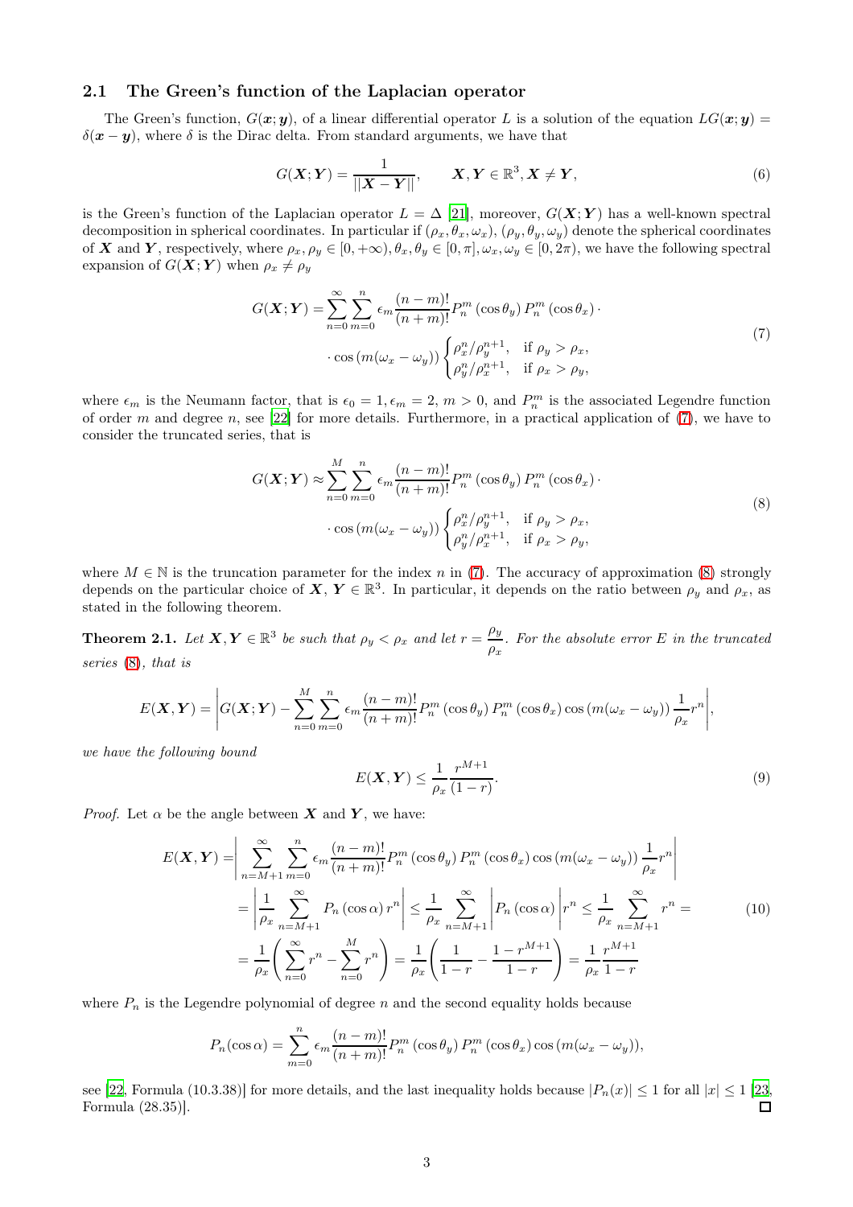### 2.1 The Green's function of the Laplacian operator

The Green's function, $G(\boldsymbol{x};\boldsymbol{y})$, of a linear differential operator $L$ is a solution of the equation $LG(\boldsymbol{x};\boldsymbol{y}) = \delta(\boldsymbol{x}-\boldsymbol{y})$, where $\delta$ is the Dirac delta. From standard arguments, we have that

$$G(\boldsymbol{X};\boldsymbol{Y}) = \frac{1}{||\boldsymbol{X}-\boldsymbol{Y}||}, \qquad \boldsymbol{X},\boldsymbol{Y} \in \mathbb{R}^3, \boldsymbol{X} \neq \boldsymbol{Y}, \tag{6}$$

is the Green's function of the Laplacian operator $L = \Delta$ [21], moreover, $G(\boldsymbol{X};\boldsymbol{Y})$ has a well-known spectral decomposition in spherical coordinates. In particular if $(\rho_x, \theta_x, \omega_x)$, $(\rho_y, \theta_y, \omega_y)$ denote the spherical coordinates of $\boldsymbol{X}$ and $\boldsymbol{Y}$, respectively, where $\rho_x, \rho_y \in [0, +\infty)$, $\theta_x, \theta_y \in [0, \pi]$, $\omega_x, \omega_y \in [0, 2\pi)$, we have the following spectral expansion of $G(\boldsymbol{X};\boldsymbol{Y})$ when $\rho_x \neq \rho_y$

$$G(\boldsymbol{X};\boldsymbol{Y}) = \sum_{n=0}^{\infty}\sum_{m=0}^{n} \epsilon_m \frac{(n-m)!}{(n+m)!} P_n^m(\cos\theta_y)\, P_n^m(\cos\theta_x) \cdot \\ \cdot \cos\left(m(\omega_x - \omega_y)\right) \begin{cases} \rho_x^n/\rho_y^{n+1}, & \text{if } \rho_y > \rho_x, \\ \rho_y^n/\rho_x^{n+1}, & \text{if } \rho_x > \rho_y, \end{cases} \tag{7}$$

where $\epsilon_m$ is the Neumann factor, that is $\epsilon_0 = 1, \epsilon_m = 2,\ m > 0$, and $P_n^m$ is the associated Legendre function of order $m$ and degree $n$, see [22] for more details. Furthermore, in a practical application of (7), we have to consider the truncated series, that is

$$G(\boldsymbol{X};\boldsymbol{Y}) \approx \sum_{n=0}^{M}\sum_{m=0}^{n} \epsilon_m \frac{(n-m)!}{(n+m)!} P_n^m(\cos\theta_y)\, P_n^m(\cos\theta_x) \cdot \\ \cdot \cos\left(m(\omega_x - \omega_y)\right) \begin{cases} \rho_x^n/\rho_y^{n+1}, & \text{if } \rho_y > \rho_x, \\ \rho_y^n/\rho_x^{n+1}, & \text{if } \rho_x > \rho_y, \end{cases} \tag{8}$$

where $M \in \mathbb{N}$ is the truncation parameter for the index $n$ in (7). The accuracy of approximation (8) strongly depends on the particular choice of $\boldsymbol{X}, \boldsymbol{Y} \in \mathbb{R}^3$. In particular, it depends on the ratio between $\rho_y$ and $\rho_x$, as stated in the following theorem.

**Theorem 2.1.** *Let $\boldsymbol{X},\boldsymbol{Y} \in \mathbb{R}^3$ be such that $\rho_y < \rho_x$ and let $r = \dfrac{\rho_y}{\rho_x}$. For the absolute error $E$ in the truncated series (8), that is*

$$E(\boldsymbol{X},\boldsymbol{Y}) = \left| G(\boldsymbol{X};\boldsymbol{Y}) - \sum_{n=0}^{M}\sum_{m=0}^{n} \epsilon_m \frac{(n-m)!}{(n+m)!} P_n^m(\cos\theta_y)\, P_n^m(\cos\theta_x) \cos\left(m(\omega_x - \omega_y)\right) \frac{1}{\rho_x} r^n \right|,$$

*we have the following bound*

$$E(\boldsymbol{X},\boldsymbol{Y}) \leq \frac{1}{\rho_x}\frac{r^{M+1}}{(1-r)}. \tag{9}$$

*Proof.* Let $\alpha$ be the angle between $\boldsymbol{X}$ and $\boldsymbol{Y}$, we have:

$$\begin{aligned} E(\boldsymbol{X},\boldsymbol{Y}) &= \left| \sum_{n=M+1}^{\infty}\sum_{m=0}^{n} \epsilon_m \frac{(n-m)!}{(n+m)!} P_n^m(\cos\theta_y)\, P_n^m(\cos\theta_x) \cos\left(m(\omega_x - \omega_y)\right) \frac{1}{\rho_x} r^n \right| \\ &= \left| \frac{1}{\rho_x} \sum_{n=M+1}^{\infty} P_n(\cos\alpha)\, r^n \right| \leq \frac{1}{\rho_x} \sum_{n=M+1}^{\infty} \left| P_n(\cos\alpha) \right| r^n \leq \frac{1}{\rho_x} \sum_{n=M+1}^{\infty} r^n = \\ &= \frac{1}{\rho_x}\left( \sum_{n=0}^{\infty} r^n - \sum_{n=0}^{M} r^n \right) = \frac{1}{\rho_x}\left( \frac{1}{1-r} - \frac{1-r^{M+1}}{1-r} \right) = \frac{1}{\rho_x}\frac{r^{M+1}}{1-r} \end{aligned} \tag{10}$$

where $P_n$ is the Legendre polynomial of degree $n$ and the second equality holds because

$$P_n(\cos\alpha) = \sum_{m=0}^{n} \epsilon_m \frac{(n-m)!}{(n+m)!} P_n^m(\cos\theta_y)\, P_n^m(\cos\theta_x) \cos\left(m(\omega_x - \omega_y)\right),$$

see [22, Formula (10.3.38)] for more details, and the last inequality holds because $|P_n(x)| \leq 1$ for all $|x| \leq 1$ [23, Formula (28.35)]. ∎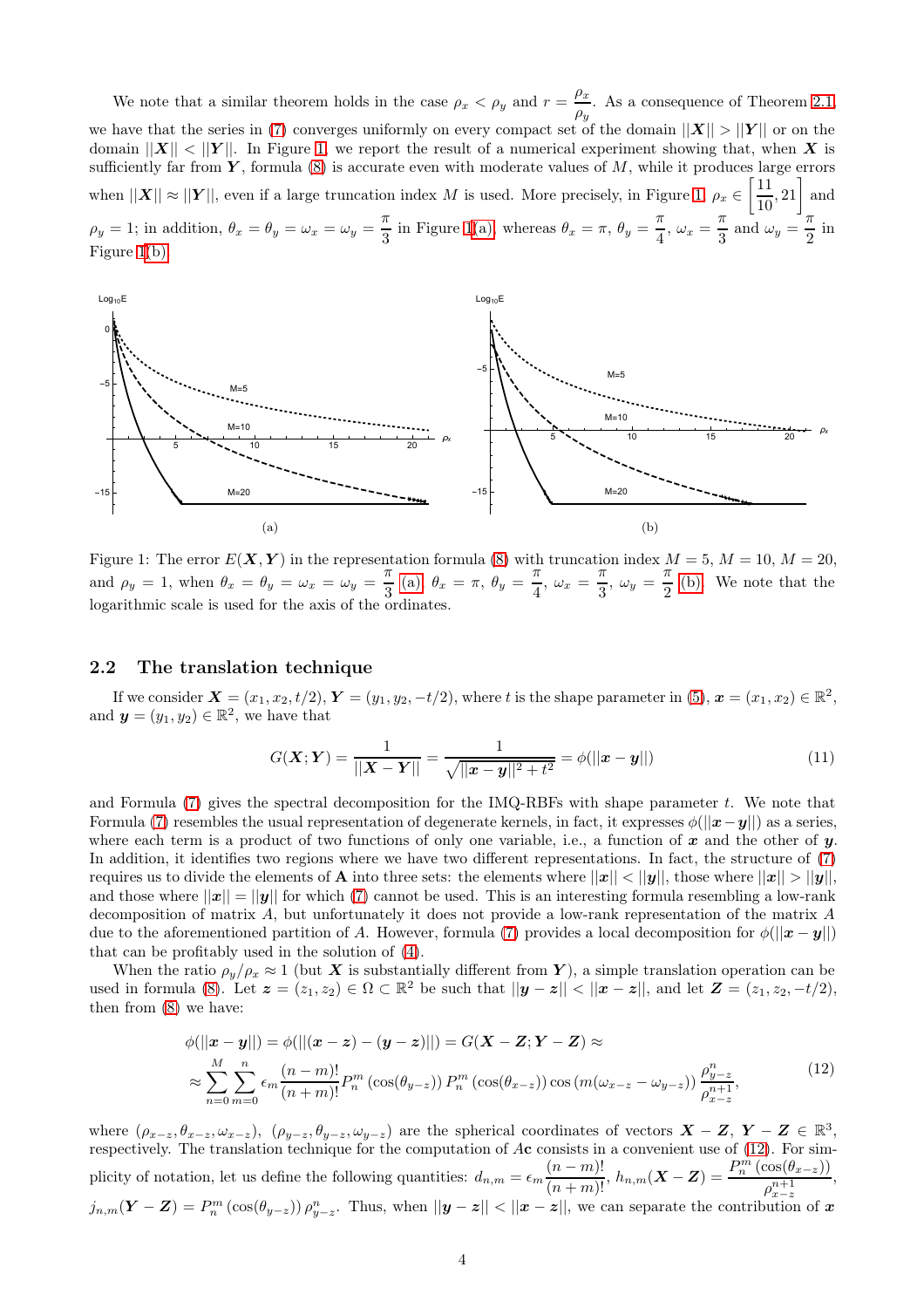We note that a similar theorem holds in the case $\rho_x < \rho_y$ and $r = \dfrac{\rho_x}{\rho_y}$. As a consequence of Theorem 2.1, we have that the series in (7) converges uniformly on every compact set of the domain $||\boldsymbol{X}|| > ||\boldsymbol{Y}||$ or on the domain $||\boldsymbol{X}|| < ||\boldsymbol{Y}||$. In Figure 1, we report the result of a numerical experiment showing that, when $\boldsymbol{X}$ is sufficiently far from $\boldsymbol{Y}$, formula (8) is accurate even with moderate values of $M$, while it produces large errors when $||\boldsymbol{X}|| \approx ||\boldsymbol{Y}||$, even if a large truncation index $M$ is used. More precisely, in Figure 1, $\rho_x \in \left[\dfrac{11}{10}, 21\right]$ and $\rho_y = 1$; in addition, $\theta_x = \theta_y = \omega_x = \omega_y = \dfrac{\pi}{3}$ in Figure 1(a), whereas $\theta_x = \pi$, $\theta_y = \dfrac{\pi}{4}$, $\omega_x = \dfrac{\pi}{3}$ and $\omega_y = \dfrac{\pi}{2}$ in Figure 1(b).

Figure 1: The error $E(\boldsymbol{X}, \boldsymbol{Y})$ in the representation formula (8) with truncation index $M = 5$, $M = 10$, $M = 20$, and $\rho_y = 1$, when $\theta_x = \theta_y = \omega_x = \omega_y = \dfrac{\pi}{3}$ (a), $\theta_x = \pi$, $\theta_y = \dfrac{\pi}{4}$, $\omega_x = \dfrac{\pi}{3}$, $\omega_y = \dfrac{\pi}{2}$ (b). We note that the logarithmic scale is used for the axis of the ordinates.

## 2.2 The translation technique

If we consider $\boldsymbol{X} = (x_1, x_2, t/2)$, $\boldsymbol{Y} = (y_1, y_2, -t/2)$, where $t$ is the shape parameter in (5), $\boldsymbol{x} = (x_1, x_2) \in \mathbb{R}^2$, and $\boldsymbol{y} = (y_1, y_2) \in \mathbb{R}^2$, we have that

$$G(\boldsymbol{X}; \boldsymbol{Y}) = \frac{1}{||\boldsymbol{X} - \boldsymbol{Y}||} = \frac{1}{\sqrt{||\boldsymbol{x} - \boldsymbol{y}||^2 + t^2}} = \phi(||\boldsymbol{x} - \boldsymbol{y}||) \tag{11}$$

and Formula (7) gives the spectral decomposition for the IMQ-RBFs with shape parameter $t$. We note that Formula (7) resembles the usual representation of degenerate kernels, in fact, it expresses $\phi(||\boldsymbol{x}-\boldsymbol{y}||)$ as a series, where each term is a product of two functions of only one variable, i.e., a function of $\boldsymbol{x}$ and the other of $\boldsymbol{y}$. In addition, it identifies two regions where we have two different representations. In fact, the structure of (7) requires us to divide the elements of $\mathbf{A}$ into three sets: the elements where $||\boldsymbol{x}|| < ||\boldsymbol{y}||$, those where $||\boldsymbol{x}|| > ||\boldsymbol{y}||$, and those where $||\boldsymbol{x}|| = ||\boldsymbol{y}||$ for which (7) cannot be used. This is an interesting formula resembling a low-rank decomposition of matrix $A$, but unfortunately it does not provide a low-rank representation of the matrix $A$ due to the aforementioned partition of $A$. However, formula (7) provides a local decomposition for $\phi(||\boldsymbol{x} - \boldsymbol{y}||)$ that can be profitably used in the solution of (4).

When the ratio $\rho_y/\rho_x \approx 1$ (but $\boldsymbol{X}$ is substantially different from $\boldsymbol{Y}$), a simple translation operation can be used in formula (8). Let $\boldsymbol{z} = (z_1, z_2) \in \Omega \subset \mathbb{R}^2$ be such that $||\boldsymbol{y} - \boldsymbol{z}|| < ||\boldsymbol{x} - \boldsymbol{z}||$, and let $\boldsymbol{Z} = (z_1, z_2, -t/2)$, then from (8) we have:

$$\begin{aligned} \phi(||\boldsymbol{x} - \boldsymbol{y}||) = \phi(||(\boldsymbol{x} - \boldsymbol{z}) - (\boldsymbol{y} - \boldsymbol{z})||) = G(\boldsymbol{X} - \boldsymbol{Z}; \boldsymbol{Y} - \boldsymbol{Z}) \approx \\ \approx \sum_{n=0}^{M} \sum_{m=0}^{n} \epsilon_m \frac{(n-m)!}{(n+m)!} P_n^m\left(\cos(\theta_{y-z})\right) P_n^m\left(\cos(\theta_{x-z})\right) \cos\left(m(\omega_{x-z} - \omega_{y-z})\right) \frac{\rho_{y-z}^n}{\rho_{x-z}^{n+1}}, \end{aligned} \tag{12}$$

where $(\rho_{x-z}, \theta_{x-z}, \omega_{x-z})$, $(\rho_{y-z}, \theta_{y-z}, \omega_{y-z})$ are the spherical coordinates of vectors $\boldsymbol{X} - \boldsymbol{Z}$, $\boldsymbol{Y} - \boldsymbol{Z} \in \mathbb{R}^3$, respectively. The translation technique for the computation of $A\mathbf{c}$ consists in a convenient use of (12). For simplicity of notation, let us define the following quantities: $d_{n,m} = \epsilon_m \dfrac{(n-m)!}{(n+m)!}$, $h_{n,m}(\boldsymbol{X} - \boldsymbol{Z}) = \dfrac{P_n^m\left(\cos(\theta_{x-z})\right)}{\rho_{x-z}^{n+1}}$, $j_{n,m}(\boldsymbol{Y} - \boldsymbol{Z}) = P_n^m\left(\cos(\theta_{y-z})\right) \rho_{y-z}^n$. Thus, when $||\boldsymbol{y} - \boldsymbol{z}|| < ||\boldsymbol{x} - \boldsymbol{z}||$, we can separate the contribution of $\boldsymbol{x}$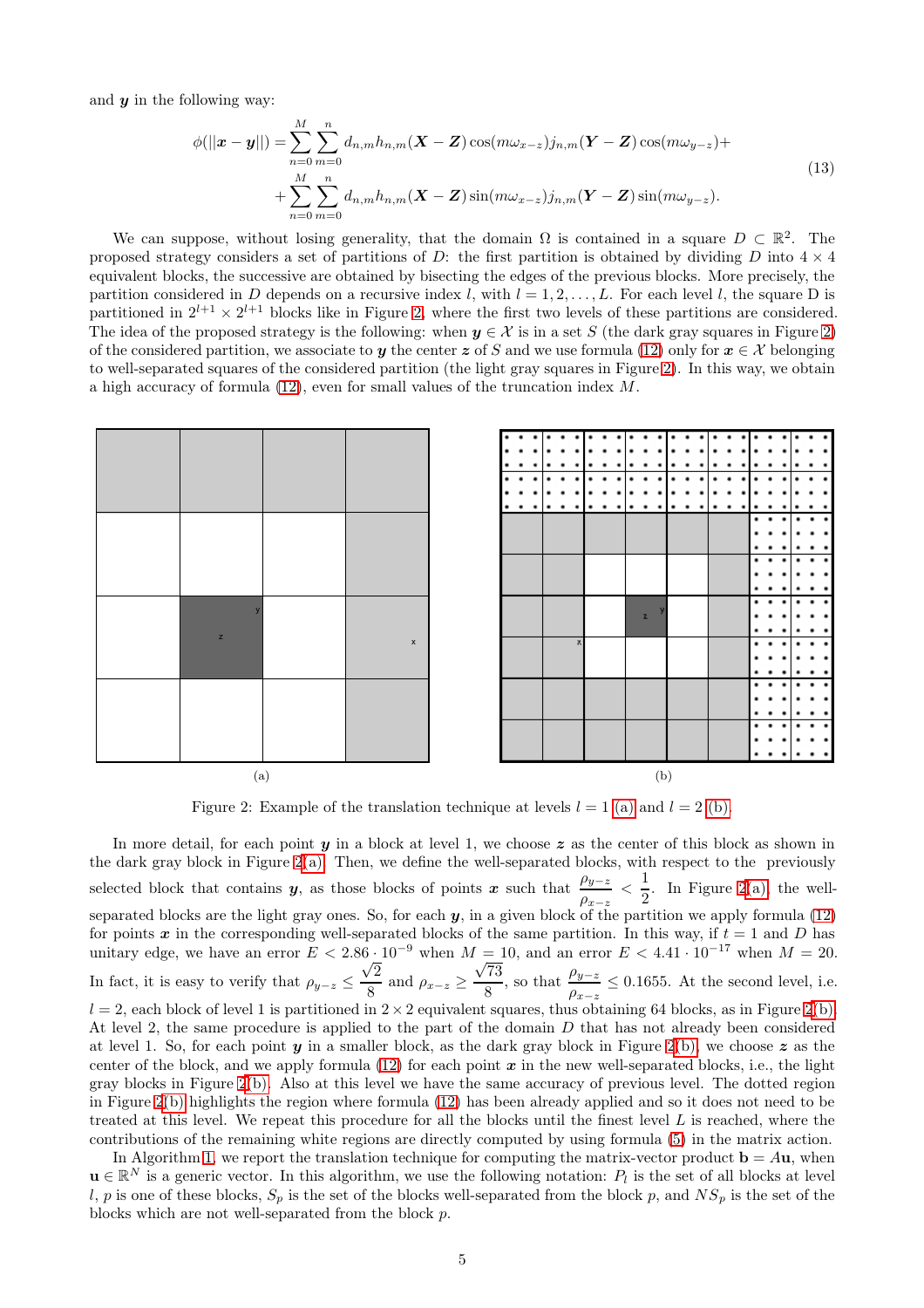and $\boldsymbol{y}$ in the following way:

$$
\begin{aligned}
\phi(||\boldsymbol{x}-\boldsymbol{y}||) = &\sum_{n=0}^{M}\sum_{m=0}^{n} d_{n,m} h_{n,m}(\boldsymbol{X}-\boldsymbol{Z})\cos(m\omega_{x-z}) j_{n,m}(\boldsymbol{Y}-\boldsymbol{Z})\cos(m\omega_{y-z}) + \\
&+ \sum_{n=0}^{M}\sum_{m=0}^{n} d_{n,m} h_{n,m}(\boldsymbol{X}-\boldsymbol{Z})\sin(m\omega_{x-z}) j_{n,m}(\boldsymbol{Y}-\boldsymbol{Z})\sin(m\omega_{y-z}).
\end{aligned} \tag{13}
$$

We can suppose, without losing generality, that the domain $\Omega$ is contained in a square $D \subset \mathbb{R}^2$. The proposed strategy considers a set of partitions of $D$: the first partition is obtained by dividing $D$ into $4 \times 4$ equivalent blocks, the successive are obtained by bisecting the edges of the previous blocks. More precisely, the partition considered in $D$ depends on a recursive index $l$, with $l = 1, 2, \ldots, L$. For each level $l$, the square D is partitioned in $2^{l+1} \times 2^{l+1}$ blocks like in Figure 2, where the first two levels of these partitions are considered. The idea of the proposed strategy is the following: when $\boldsymbol{y} \in \mathcal{X}$ is in a set $S$ (the dark gray squares in Figure 2) of the considered partition, we associate to $\boldsymbol{y}$ the center $\boldsymbol{z}$ of $S$ and we use formula (12) only for $\boldsymbol{x} \in \mathcal{X}$ belonging to well-separated squares of the considered partition (the light gray squares in Figure 2). In this way, we obtain a high accuracy of formula (12), even for small values of the truncation index $M$.

(a)

(b)

Figure 2: Example of the translation technique at levels $l = 1$ (a) and $l = 2$ (b).

In more detail, for each point $\boldsymbol{y}$ in a block at level 1, we choose $\boldsymbol{z}$ as the center of this block as shown in the dark gray block in Figure 2(a). Then, we define the well-separated blocks, with respect to the previously selected block that contains $\boldsymbol{y}$, as those blocks of points $\boldsymbol{x}$ such that $\dfrac{\rho_{y-z}}{\rho_{x-z}} < \dfrac{1}{2}$. In Figure 2(a), the well-separated blocks are the light gray ones. So, for each $\boldsymbol{y}$, in a given block of the partition we apply formula (12) for points $\boldsymbol{x}$ in the corresponding well-separated blocks of the same partition. In this way, if $t = 1$ and $D$ has unitary edge, we have an error $E < 2.86 \cdot 10^{-9}$ when $M = 10$, and an error $E < 4.41 \cdot 10^{-17}$ when $M = 20$. In fact, it is easy to verify that $\rho_{y-z} \leq \dfrac{\sqrt{2}}{8}$ and $\rho_{x-z} \geq \dfrac{\sqrt{73}}{8}$, so that $\dfrac{\rho_{y-z}}{\rho_{x-z}} \leq 0.1655$. At the second level, i.e. $l = 2$, each block of level 1 is partitioned in $2 \times 2$ equivalent squares, thus obtaining 64 blocks, as in Figure 2(b). At level 2, the same procedure is applied to the part of the domain $D$ that has not already been considered at level 1. So, for each point $\boldsymbol{y}$ in a smaller block, as the dark gray block in Figure 2(b), we choose $\boldsymbol{z}$ as the center of the block, and we apply formula (12) for each point $\boldsymbol{x}$ in the new well-separated blocks, i.e., the light gray blocks in Figure 2(b). Also at this level we have the same accuracy of previous level. The dotted region in Figure 2(b) highlights the region where formula (12) has been already applied and so it does not need to be treated at this level. We repeat this procedure for all the blocks until the finest level $L$ is reached, where the contributions of the remaining white regions are directly computed by using formula (5) in the matrix action.

In Algorithm 1, we report the translation technique for computing the matrix-vector product $\mathbf{b} = A\mathbf{u}$, when $\mathbf{u} \in \mathbb{R}^N$ is a generic vector. In this algorithm, we use the following notation: $P_l$ is the set of all blocks at level $l$, $p$ is one of these blocks, $S_p$ is the set of the blocks well-separated from the block $p$, and $NS_p$ is the set of the blocks which are not well-separated from the block $p$.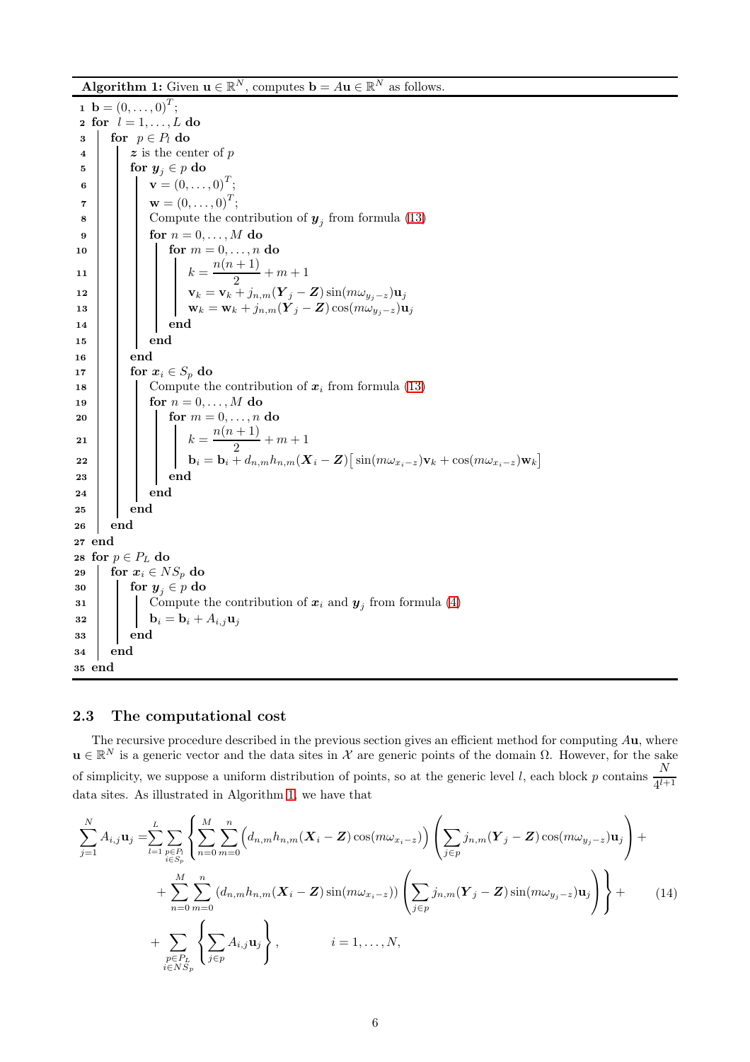**Algorithm 1:** Given $\mathbf{u} \in \mathbb{R}^N$, computes $\mathbf{b} = A\mathbf{u} \in \mathbb{R}^N$ as follows.

```
1  b = (0, ..., 0)^T;
2  for l = 1, ..., L do
3    for p ∈ P_l do
4      z is the center of p
5      for y_j ∈ p do
6        v = (0, ..., 0)^T;
7        w = (0, ..., 0)^T;
8        Compute the contribution of y_j from formula (13)
9        for n = 0, ..., M do
10         for m = 0, ..., n do
11           k = n(n+1)/2 + m + 1
12           v_k = v_k + j_{n,m}(Y_j − Z) sin(m ω_{y_j − z}) u_j
13           w_k = w_k + j_{n,m}(Y_j − Z) cos(m ω_{y_j − z}) u_j
14         end
15       end
16     end
17     for x_i ∈ S_p do
18       Compute the contribution of x_i from formula (13)
19       for n = 0, ..., M do
20         for m = 0, ..., n do
21           k = n(n+1)/2 + m + 1
22           b_i = b_i + d_{n,m} h_{n,m}(X_i − Z)[ sin(m ω_{x_i − z}) v_k + cos(m ω_{x_i − z}) w_k ]
23         end
24       end
25     end
26   end
27 end
28 for p ∈ P_L do
29   for x_i ∈ NS_p do
30     for y_j ∈ p do
31       Compute the contribution of x_i and y_j from formula (4)
32       b_i = b_i + A_{i,j} u_j
33     end
34   end
35 end
```

### 2.3 The computational cost

The recursive procedure described in the previous section gives an efficient method for computing $A\mathbf{u}$, where $\mathbf{u} \in \mathbb{R}^N$ is a generic vector and the data sites in $\mathcal{X}$ are generic points of the domain $\Omega$. However, for the sake of simplicity, we suppose a uniform distribution of points, so at the generic level $l$, each block $p$ contains $\frac{N}{4^{l+1}}$ data sites. As illustrated in Algorithm 1, we have that

$$
\begin{aligned}
\sum_{j=1}^{N} A_{i,j}\mathbf{u}_j = & \sum_{l=1}^{L} \sum_{\substack{p\in P_l \\ i\in S_p}} \left\{ \sum_{n=0}^{M}\sum_{m=0}^{n} \Big( d_{n,m} h_{n,m}(\boldsymbol{X}_i - \boldsymbol{Z}) \cos(m\omega_{x_i - z}) \Big) \left( \sum_{j\in p} j_{n,m}(\boldsymbol{Y}_j - \boldsymbol{Z}) \cos(m\omega_{y_j - z}) \mathbf{u}_j \right) + \right. \\
& \left. + \sum_{n=0}^{M}\sum_{m=0}^{n} \left( d_{n,m} h_{n,m}(\boldsymbol{X}_i - \boldsymbol{Z}) \sin(m\omega_{x_i - z}) \right) \left( \sum_{j\in p} j_{n,m}(\boldsymbol{Y}_j - \boldsymbol{Z}) \sin(m\omega_{y_j - z}) \mathbf{u}_j \right) \right\} + \\
& + \sum_{\substack{p\in P_L \\ i\in NS_p}} \left\{ \sum_{j\in p} A_{i,j}\mathbf{u}_j \right\}, \qquad i = 1, \ldots, N,
\end{aligned}
\tag{14}
$$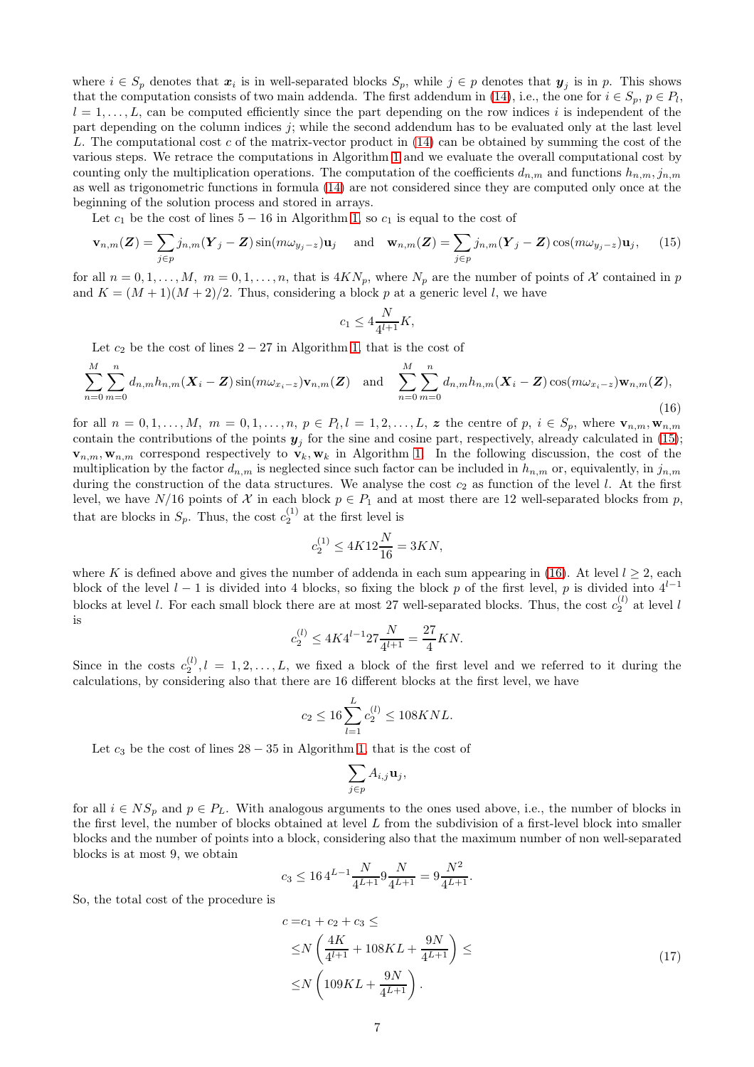where $i \in S_p$ denotes that $\boldsymbol{x}_i$ is in well-separated blocks $S_p$, while $j \in p$ denotes that $\boldsymbol{y}_j$ is in $p$. This shows that the computation consists of two main addenda. The first addendum in (14), i.e., the one for $i \in S_p$, $p \in P_l$, $l = 1, \ldots, L$, can be computed efficiently since the part depending on the row indices $i$ is independent of the part depending on the column indices $j$; while the second addendum has to be evaluated only at the last level $L$. The computational cost $c$ of the matrix-vector product in (14) can be obtained by summing the cost of the various steps. We retrace the computations in Algorithm 1 and we evaluate the overall computational cost by counting only the multiplication operations. The computation of the coefficients $d_{n,m}$ and functions $h_{n,m}, j_{n,m}$ as well as trigonometric functions in formula (14) are not considered since they are computed only once at the beginning of the solution process and stored in arrays.

Let $c_1$ be the cost of lines $5-16$ in Algorithm 1, so $c_1$ is equal to the cost of

$$
\mathbf{v}_{n,m}(\boldsymbol{Z}) = \sum_{j \in p} j_{n,m}(\boldsymbol{Y}_j - \boldsymbol{Z}) \sin(m\omega_{y_j - z})\mathbf{u}_j \quad \text{and} \quad \mathbf{w}_{n,m}(\boldsymbol{Z}) = \sum_{j \in p} j_{n,m}(\boldsymbol{Y}_j - \boldsymbol{Z}) \cos(m\omega_{y_j - z})\mathbf{u}_j, \tag{15}
$$

for all $n = 0, 1, \ldots, M$, $m = 0, 1, \ldots, n$, that is $4KN_p$, where $N_p$ are the number of points of $\mathcal{X}$ contained in $p$ and $K = (M+1)(M+2)/2$. Thus, considering a block $p$ at a generic level $l$, we have

$$
c_1 \leq 4\frac{N}{4^{l+1}}K,
$$

Let $c_2$ be the cost of lines $2-27$ in Algorithm 1, that is the cost of

$$
\sum_{n=0}^{M}\sum_{m=0}^{n} d_{n,m} h_{n,m}(\boldsymbol{X}_i - \boldsymbol{Z}) \sin(m\omega_{x_i - z})\mathbf{v}_{n,m}(\boldsymbol{Z}) \quad \text{and} \quad \sum_{n=0}^{M}\sum_{m=0}^{n} d_{n,m} h_{n,m}(\boldsymbol{X}_i - \boldsymbol{Z}) \cos(m\omega_{x_i - z})\mathbf{w}_{n,m}(\boldsymbol{Z}), \tag{16}
$$

for all $n = 0, 1, \ldots, M$, $m = 0, 1, \ldots, n$, $p \in P_l, l = 1, 2, \ldots, L$, $\boldsymbol{z}$ the centre of $p$, $i \in S_p$, where $\mathbf{v}_{n,m}, \mathbf{w}_{n,m}$ contain the contributions of the points $\boldsymbol{y}_j$ for the sine and cosine part, respectively, already calculated in (15); $\mathbf{v}_{n,m}, \mathbf{w}_{n,m}$ correspond respectively to $\mathbf{v}_k, \mathbf{w}_k$ in Algorithm 1. In the following discussion, the cost of the multiplication by the factor $d_{n,m}$ is neglected since such factor can be included in $h_{n,m}$ or, equivalently, in $j_{n,m}$ during the construction of the data structures. We analyse the cost $c_2$ as function of the level $l$. At the first level, we have $N/16$ points of $\mathcal{X}$ in each block $p \in P_1$ and at most there are 12 well-separated blocks from $p$, that are blocks in $S_p$. Thus, the cost $c_2^{(1)}$ at the first level is

$$
c_2^{(1)} \leq 4K12\frac{N}{16} = 3KN,
$$

where $K$ is defined above and gives the number of addenda in each sum appearing in (16). At level $l \geq 2$, each block of the level $l-1$ is divided into 4 blocks, so fixing the block $p$ of the first level, $p$ is divided into $4^{l-1}$ blocks at level $l$. For each small block there are at most 27 well-separated blocks. Thus, the cost $c_2^{(l)}$ at level $l$ is

$$
c_2^{(l)} \leq 4K4^{l-1}27\frac{N}{4^{l+1}} = \frac{27}{4}KN.
$$

Since in the costs $c_2^{(l)}, l = 1, 2, \ldots, L$, we fixed a block of the first level and we referred to it during the calculations, by considering also that there are 16 different blocks at the first level, we have

$$
c_2 \leq 16\sum_{l=1}^{L} c_2^{(l)} \leq 108KNL.
$$

Let $c_3$ be the cost of lines $28-35$ in Algorithm 1, that is the cost of

$$
\sum_{j \in p} A_{i,j}\mathbf{u}_j,
$$

for all $i \in NS_p$ and $p \in P_L$. With analogous arguments to the ones used above, i.e., the number of blocks in the first level, the number of blocks obtained at level $L$ from the subdivision of a first-level block into smaller blocks and the number of points into a block, considering also that the maximum number of non well-separated blocks is at most 9, we obtain

$$
c_3 \leq 16\, 4^{L-1}\frac{N}{4^{L+1}}9\frac{N}{4^{L+1}} = 9\frac{N^2}{4^{L+1}}.
$$

So, the total cost of the procedure is

$$
\begin{aligned}
c =& c_1 + c_2 + c_3 \leq \\
\leq& N\left(\frac{4K}{4^{l+1}} + 108KL + \frac{9N}{4^{L+1}}\right) \leq \\
\leq& N\left(109KL + \frac{9N}{4^{L+1}}\right).
\end{aligned} \tag{17}
$$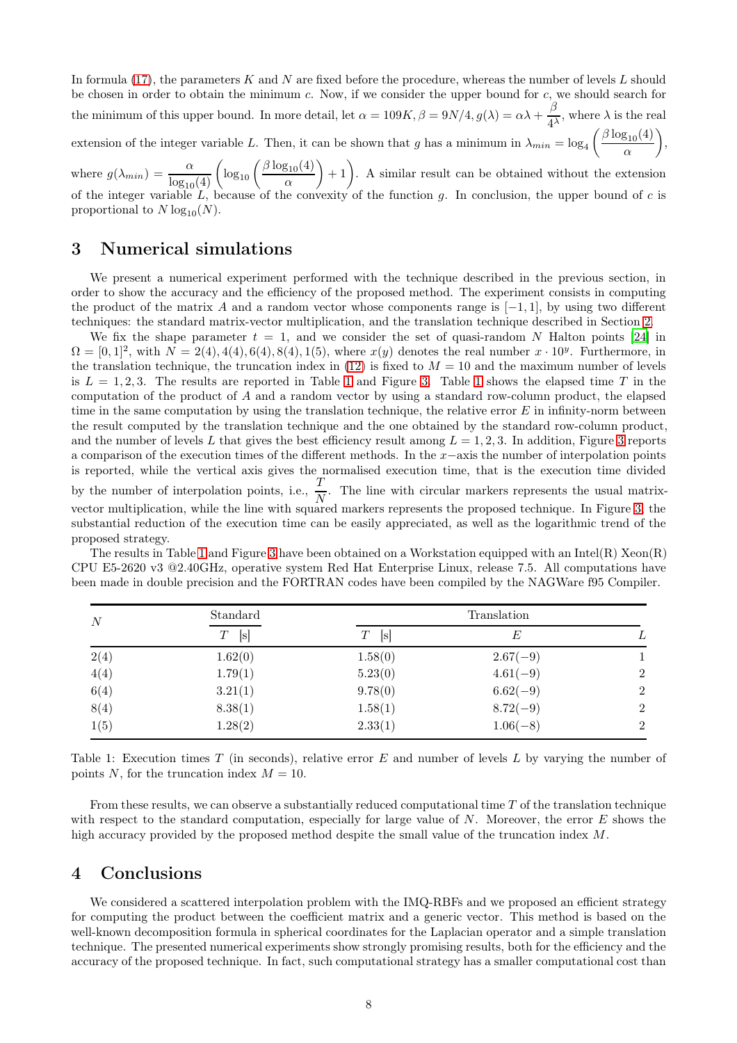In formula (17), the parameters $K$ and $N$ are fixed before the procedure, whereas the number of levels $L$ should be chosen in order to obtain the minimum $c$. Now, if we consider the upper bound for $c$, we should search for the minimum of this upper bound. In more detail, let $\alpha = 109K, \beta = 9N/4, g(\lambda) = \alpha\lambda + \dfrac{\beta}{4^\lambda}$, where $\lambda$ is the real extension of the integer variable $L$. Then, it can be shown that $g$ has a minimum in $\lambda_{min} = \log_4\left(\dfrac{\beta \log_{10}(4)}{\alpha}\right)$, where $g(\lambda_{min}) = \dfrac{\alpha}{\log_{10}(4)}\left(\log_{10}\left(\dfrac{\beta\log_{10}(4)}{\alpha}\right)+1\right)$. A similar result can be obtained without the extension of the integer variable $L$, because of the convexity of the function $g$. In conclusion, the upper bound of $c$ is proportional to $N\log_{10}(N)$.

## 3 Numerical simulations

We present a numerical experiment performed with the technique described in the previous section, in order to show the accuracy and the efficiency of the proposed method. The experiment consists in computing the product of the matrix $A$ and a random vector whose components range is $[-1, 1]$, by using two different techniques: the standard matrix-vector multiplication, and the translation technique described in Section 2.

We fix the shape parameter $t = 1$, and we consider the set of quasi-random $N$ Halton points [24] in $\Omega = [0, 1]^2$, with $N = 2(4), 4(4), 6(4), 8(4), 1(5)$, where $x(y)$ denotes the real number $x \cdot 10^y$. Furthermore, in the translation technique, the truncation index in (12) is fixed to $M = 10$ and the maximum number of levels is $L = 1, 2, 3$. The results are reported in Table 1 and Figure 3. Table 1 shows the elapsed time $T$ in the computation of the product of $A$ and a random vector by using a standard row-column product, the elapsed time in the same computation by using the translation technique, the relative error $E$ in infinity-norm between the result computed by the translation technique and the one obtained by the standard row-column product, and the number of levels $L$ that gives the best efficiency result among $L = 1, 2, 3$. In addition, Figure 3 reports a comparison of the execution times of the different methods. In the $x-$axis the number of interpolation points is reported, while the vertical axis gives the normalised execution time, that is the execution time divided by the number of interpolation points, i.e., $\dfrac{T}{N}$. The line with circular markers represents the usual matrix-vector multiplication, while the line with squared markers represents the proposed technique. In Figure 3, the substantial reduction of the execution time can be easily appreciated, as well as the logarithmic trend of the proposed strategy.

The results in Table 1 and Figure 3 have been obtained on a Workstation equipped with an Intel(R) Xeon(R) CPU E5-2620 v3 @2.40GHz, operative system Red Hat Enterprise Linux, release 7.5. All computations have been made in double precision and the FORTRAN codes have been compiled by the NAGWare f95 Compiler.

| $N$ | Standard | Translation | | |
|---|---|---|---|---|
| | $T$ [s] | $T$ [s] | $E$ | $L$ |
| 2(4) | 1.62(0) | 1.58(0) | 2.67(−9) | 1 |
| 4(4) | 1.79(1) | 5.23(0) | 4.61(−9) | 2 |
| 6(4) | 3.21(1) | 9.78(0) | 6.62(−9) | 2 |
| 8(4) | 8.38(1) | 1.58(1) | 8.72(−9) | 2 |
| 1(5) | 1.28(2) | 2.33(1) | 1.06(−8) | 2 |

Table 1: Execution times $T$ (in seconds), relative error $E$ and number of levels $L$ by varying the number of points $N$, for the truncation index $M = 10$.

From these results, we can observe a substantially reduced computational time $T$ of the translation technique with respect to the standard computation, especially for large value of $N$. Moreover, the error $E$ shows the high accuracy provided by the proposed method despite the small value of the truncation index $M$.

## 4 Conclusions

We considered a scattered interpolation problem with the IMQ-RBFs and we proposed an efficient strategy for computing the product between the coefficient matrix and a generic vector. This method is based on the well-known decomposition formula in spherical coordinates for the Laplacian operator and a simple translation technique. The presented numerical experiments show strongly promising results, both for the efficiency and the accuracy of the proposed technique. In fact, such computational strategy has a smaller computational cost than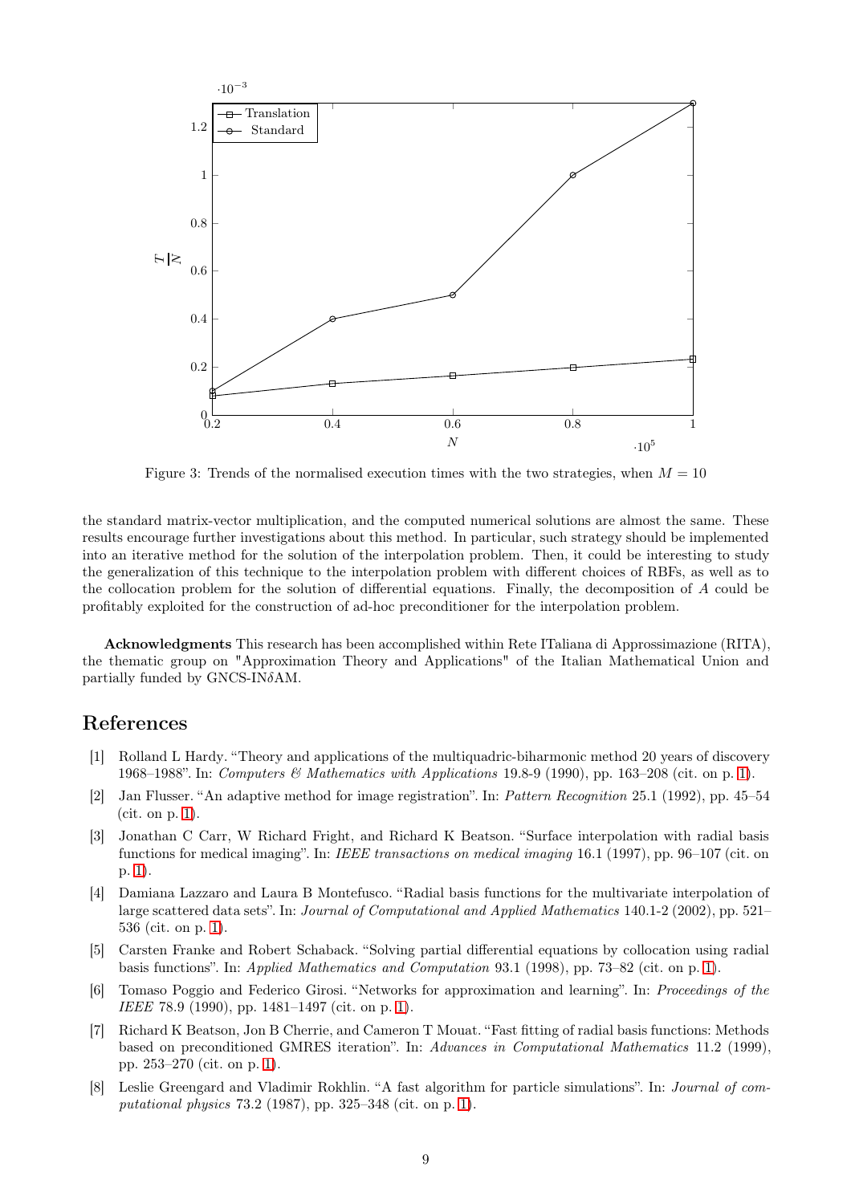Figure 3: Trends of the normalised execution times with the two strategies, when $M = 10$

the standard matrix-vector multiplication, and the computed numerical solutions are almost the same. These results encourage further investigations about this method. In particular, such strategy should be implemented into an iterative method for the solution of the interpolation problem. Then, it could be interesting to study the generalization of this technique to the interpolation problem with different choices of RBFs, as well as to the collocation problem for the solution of differential equations. Finally, the decomposition of $A$ could be profitably exploited for the construction of ad-hoc preconditioner for the interpolation problem.

**Acknowledgments** This research has been accomplished within Rete ITaliana di Approssimazione (RITA), the thematic group on "Approximation Theory and Applications" of the Italian Mathematical Union and partially funded by GNCS-IN$\delta$AM.

## References

[1] Rolland L Hardy. "Theory and applications of the multiquadric-biharmonic method 20 years of discovery 1968–1988". In: *Computers & Mathematics with Applications* 19.8-9 (1990), pp. 163–208 (cit. on p. 1).

[2] Jan Flusser. "An adaptive method for image registration". In: *Pattern Recognition* 25.1 (1992), pp. 45–54 (cit. on p. 1).

[3] Jonathan C Carr, W Richard Fright, and Richard K Beatson. "Surface interpolation with radial basis functions for medical imaging". In: *IEEE transactions on medical imaging* 16.1 (1997), pp. 96–107 (cit. on p. 1).

[4] Damiana Lazzaro and Laura B Montefusco. "Radial basis functions for the multivariate interpolation of large scattered data sets". In: *Journal of Computational and Applied Mathematics* 140.1-2 (2002), pp. 521–536 (cit. on p. 1).

[5] Carsten Franke and Robert Schaback. "Solving partial differential equations by collocation using radial basis functions". In: *Applied Mathematics and Computation* 93.1 (1998), pp. 73–82 (cit. on p. 1).

[6] Tomaso Poggio and Federico Girosi. "Networks for approximation and learning". In: *Proceedings of the IEEE* 78.9 (1990), pp. 1481–1497 (cit. on p. 1).

[7] Richard K Beatson, Jon B Cherrie, and Cameron T Mouat. "Fast fitting of radial basis functions: Methods based on preconditioned GMRES iteration". In: *Advances in Computational Mathematics* 11.2 (1999), pp. 253–270 (cit. on p. 1).

[8] Leslie Greengard and Vladimir Rokhlin. "A fast algorithm for particle simulations". In: *Journal of computational physics* 73.2 (1987), pp. 325–348 (cit. on p. 1).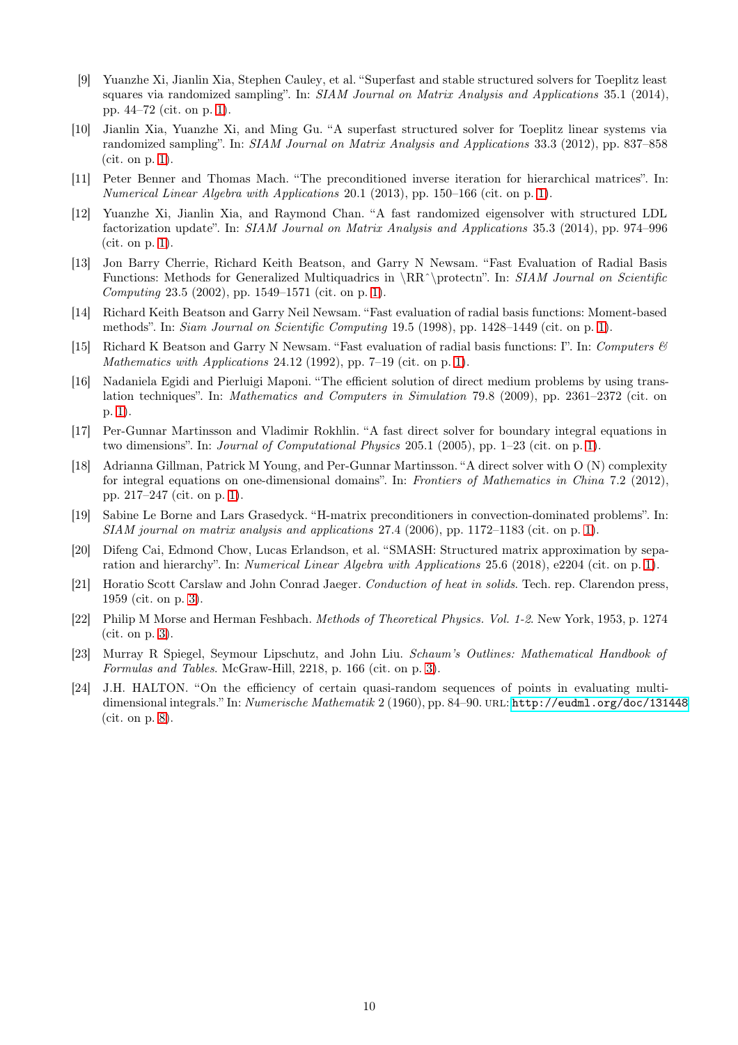[9] Yuanzhe Xi, Jianlin Xia, Stephen Cauley, et al. "Superfast and stable structured solvers for Toeplitz least squares via randomized sampling". In: *SIAM Journal on Matrix Analysis and Applications* 35.1 (2014), pp. 44–72 (cit. on p. 1).

[10] Jianlin Xia, Yuanzhe Xi, and Ming Gu. "A superfast structured solver for Toeplitz linear systems via randomized sampling". In: *SIAM Journal on Matrix Analysis and Applications* 33.3 (2012), pp. 837–858 (cit. on p. 1).

[11] Peter Benner and Thomas Mach. "The preconditioned inverse iteration for hierarchical matrices". In: *Numerical Linear Algebra with Applications* 20.1 (2013), pp. 150–166 (cit. on p. 1).

[12] Yuanzhe Xi, Jianlin Xia, and Raymond Chan. "A fast randomized eigensolver with structured LDL factorization update". In: *SIAM Journal on Matrix Analysis and Applications* 35.3 (2014), pp. 974–996 (cit. on p. 1).

[13] Jon Barry Cherrie, Richard Keith Beatson, and Garry N Newsam. "Fast Evaluation of Radial Basis Functions: Methods for Generalized Multiquadrics in \RRˆ\protectn". In: *SIAM Journal on Scientific Computing* 23.5 (2002), pp. 1549–1571 (cit. on p. 1).

[14] Richard Keith Beatson and Garry Neil Newsam. "Fast evaluation of radial basis functions: Moment-based methods". In: *Siam Journal on Scientific Computing* 19.5 (1998), pp. 1428–1449 (cit. on p. 1).

[15] Richard K Beatson and Garry N Newsam. "Fast evaluation of radial basis functions: I". In: *Computers & Mathematics with Applications* 24.12 (1992), pp. 7–19 (cit. on p. 1).

[16] Nadaniela Egidi and Pierluigi Maponi. "The efficient solution of direct medium problems by using translation techniques". In: *Mathematics and Computers in Simulation* 79.8 (2009), pp. 2361–2372 (cit. on p. 1).

[17] Per-Gunnar Martinsson and Vladimir Rokhlin. "A fast direct solver for boundary integral equations in two dimensions". In: *Journal of Computational Physics* 205.1 (2005), pp. 1–23 (cit. on p. 1).

[18] Adrianna Gillman, Patrick M Young, and Per-Gunnar Martinsson. "A direct solver with O (N) complexity for integral equations on one-dimensional domains". In: *Frontiers of Mathematics in China* 7.2 (2012), pp. 217–247 (cit. on p. 1).

[19] Sabine Le Borne and Lars Grasedyck. "H-matrix preconditioners in convection-dominated problems". In: *SIAM journal on matrix analysis and applications* 27.4 (2006), pp. 1172–1183 (cit. on p. 1).

[20] Difeng Cai, Edmond Chow, Lucas Erlandson, et al. "SMASH: Structured matrix approximation by separation and hierarchy". In: *Numerical Linear Algebra with Applications* 25.6 (2018), e2204 (cit. on p. 1).

[21] Horatio Scott Carslaw and John Conrad Jaeger. *Conduction of heat in solids*. Tech. rep. Clarendon press, 1959 (cit. on p. 3).

[22] Philip M Morse and Herman Feshbach. *Methods of Theoretical Physics. Vol. 1-2*. New York, 1953, p. 1274 (cit. on p. 3).

[23] Murray R Spiegel, Seymour Lipschutz, and John Liu. *Schaum's Outlines: Mathematical Handbook of Formulas and Tables*. McGraw-Hill, 2218, p. 166 (cit. on p. 3).

[24] J.H. HALTON. "On the efficiency of certain quasi-random sequences of points in evaluating multi-dimensional integrals." In: *Numerische Mathematik* 2 (1960), pp. 84–90. URL: http://eudml.org/doc/131448 (cit. on p. 8).